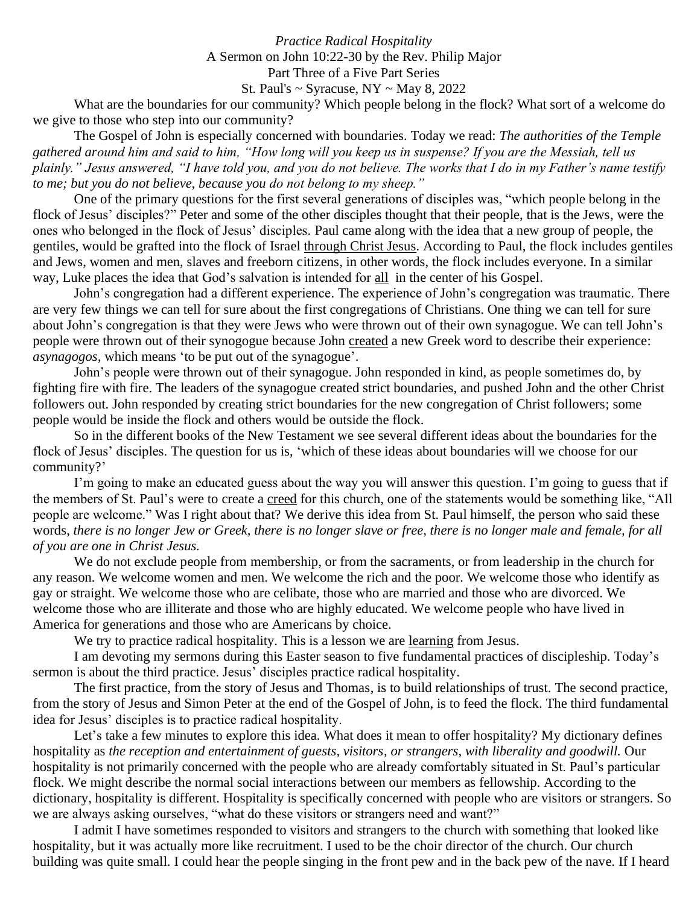*Practice Radical Hospitality*

A Sermon on John 10:22-30 by the Rev. Philip Major

Part Three of a Five Part Series

St. Paul's ~ Syracuse, NY ~ May 8, 2022

What are the boundaries for our community? Which people belong in the flock? What sort of a welcome do we give to those who step into our community?

The Gospel of John is especially concerned with boundaries. Today we read: *The authorities of the Temple gathered around him and said to him, "How long will you keep us in suspense? If you are the Messiah, tell us plainly." Jesus answered, "I have told you, and you do not believe. The works that I do in my Father's name testify to me; but you do not believe, because you do not belong to my sheep."*

One of the primary questions for the first several generations of disciples was, "which people belong in the flock of Jesus' disciples?" Peter and some of the other disciples thought that their people, that is the Jews, were the ones who belonged in the flock of Jesus' disciples. Paul came along with the idea that a new group of people, the gentiles, would be grafted into the flock of Israel <u>through Christ Jesus</u>. According to Paul, the flock includes gentiles and Jews, women and men, slaves and freeborn citizens, in other words, the flock includes everyone. In a similar way, Luke places the idea that God's salvation is intended for <u>all</u> in the center of his Gospel.

John's congregation had a different experience. The experience of John's congregation was traumatic. There are very few things we can tell for sure about the first congregations of Christians. One thing we can tell for sure about John's congregation is that they were Jews who were thrown out of their own synagogue. We can tell John's people were thrown out of their synogogue because John <u>created</u> a new Greek word to describe their experience: *asynagogos*, which means 'to be put out of the synagogue'.

John's people were thrown out of their synagogue. John responded in kind, as people sometimes do, by fighting fire with fire. The leaders of the synagogue created strict boundaries, and pushed John and the other Christ followers out. John responded by creating strict boundaries for the new congregation of Christ followers; some people would be inside the flock and others would be outside the flock.

So in the different books of the New Testament we see several different ideas about the boundaries for the flock of Jesus' disciples. The question for us is, 'which of these ideas about boundaries will we choose for our community?'

I'm going to make an educated guess about the way you will answer this question. I'm going to guess that if the members of St. Paul's were to create a <u>creed</u> for this church, one of the statements would be something like, "All people are welcome." Was I right about that? We derive this idea from St. Paul himself, the person who said these words, *there is no longer Jew or Greek, there is no longer slave or free, there is no longer male and female, for all of you are one in Christ Jesus.*

We do not exclude people from membership, or from the sacraments, or from leadership in the church for any reason. We welcome women and men. We welcome the rich and the poor. We welcome those who identify as gay or straight. We welcome those who are celibate, those who are married and those who are divorced. We welcome those who are illiterate and those who are highly educated. We welcome people who have lived in America for generations and those who are Americans by choice.

We try to practice radical hospitality. This is a lesson we are <u>learning</u> from Jesus.

I am devoting my sermons during this Easter season to five fundamental practices of discipleship. Today's sermon is about the third practice. Jesus' disciples practice radical hospitality.

The first practice, from the story of Jesus and Thomas, is to build relationships of trust. The second practice, from the story of Jesus and Simon Peter at the end of the Gospel of John, is to feed the flock. The third fundamental idea for Jesus' disciples is to practice radical hospitality.

Let's take a few minutes to explore this idea. What does it mean to offer hospitality? My dictionary defines hospitality as *the reception and entertainment of guests, visitors, or strangers, with liberality and goodwill.* Our hospitality is not primarily concerned with the people who are already comfortably situated in St. Paul's particular flock. We might describe the normal social interactions between our members as fellowship. According to the dictionary, hospitality is different. Hospitality is specifically concerned with people who are visitors or strangers. So we are always asking ourselves, "what do these visitors or strangers need and want?"

I admit I have sometimes responded to visitors and strangers to the church with something that looked like hospitality, but it was actually more like recruitment. I used to be the choir director of the church. Our church building was quite small. I could hear the people singing in the front pew and in the back pew of the nave. If I heard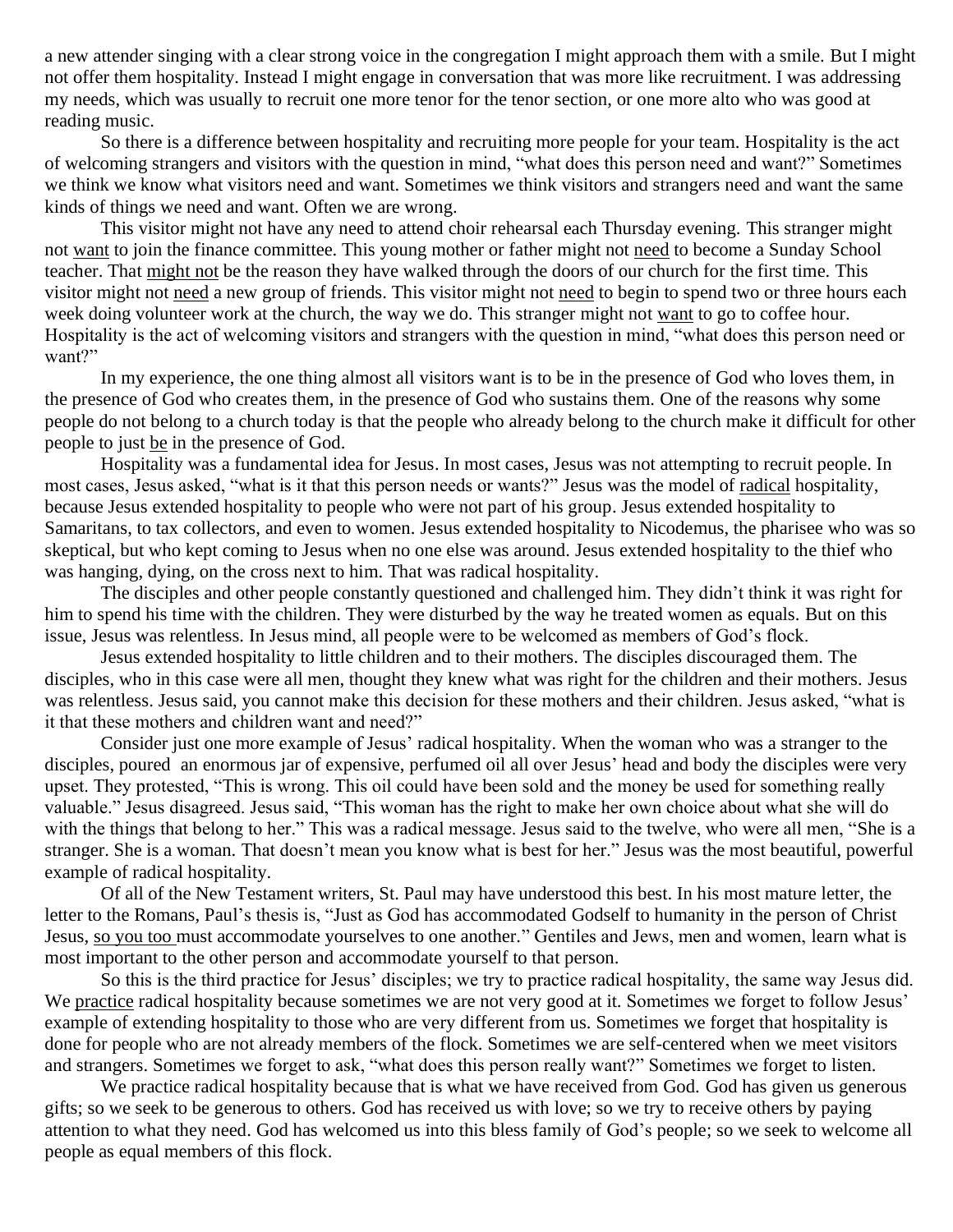a new attender singing with a clear strong voice in the congregation I might approach them with a smile. But I might not offer them hospitality. Instead I might engage in conversation that was more like recruitment. I was addressing my needs, which was usually to recruit one more tenor for the tenor section, or one more alto who was good at reading music.

So there is a difference between hospitality and recruiting more people for your team. Hospitality is the act of welcoming strangers and visitors with the question in mind, "what does this person need and want?" Sometimes we think we know what visitors need and want. Sometimes we think visitors and strangers need and want the same kinds of things we need and want. Often we are wrong.

This visitor might not have any need to attend choir rehearsal each Thursday evening. This stranger might not want to join the finance committee. This young mother or father might not need to become a Sunday School teacher. That might not be the reason they have walked through the doors of our church for the first time. This visitor might not need a new group of friends. This visitor might not need to begin to spend two or three hours each week doing volunteer work at the church, the way we do. This stranger might not want to go to coffee hour. Hospitality is the act of welcoming visitors and strangers with the question in mind, "what does this person need or want?"

In my experience, the one thing almost all visitors want is to be in the presence of God who loves them, in the presence of God who creates them, in the presence of God who sustains them. One of the reasons why some people do not belong to a church today is that the people who already belong to the church make it difficult for other people to just be in the presence of God.

Hospitality was a fundamental idea for Jesus. In most cases, Jesus was not attempting to recruit people. In most cases, Jesus asked, "what is it that this person needs or wants?" Jesus was the model of radical hospitality, because Jesus extended hospitality to people who were not part of his group. Jesus extended hospitality to Samaritans, to tax collectors, and even to women. Jesus extended hospitality to Nicodemus, the pharisee who was so skeptical, but who kept coming to Jesus when no one else was around. Jesus extended hospitality to the thief who was hanging, dying, on the cross next to him. That was radical hospitality.

The disciples and other people constantly questioned and challenged him. They didn't think it was right for him to spend his time with the children. They were disturbed by the way he treated women as equals. But on this issue, Jesus was relentless. In Jesus mind, all people were to be welcomed as members of God's flock.

Jesus extended hospitality to little children and to their mothers. The disciples discouraged them. The disciples, who in this case were all men, thought they knew what was right for the children and their mothers. Jesus was relentless. Jesus said, you cannot make this decision for these mothers and their children. Jesus asked, "what is it that these mothers and children want and need?"

Consider just one more example of Jesus' radical hospitality. When the woman who was a stranger to the disciples, poured an enormous jar of expensive, perfumed oil all over Jesus' head and body the disciples were very upset. They protested, "This is wrong. This oil could have been sold and the money be used for something really valuable." Jesus disagreed. Jesus said, "This woman has the right to make her own choice about what she will do with the things that belong to her." This was a radical message. Jesus said to the twelve, who were all men, "She is a stranger. She is a woman. That doesn't mean you know what is best for her." Jesus was the most beautiful, powerful example of radical hospitality.

Of all of the New Testament writers, St. Paul may have understood this best. In his most mature letter, the letter to the Romans, Paul's thesis is, "Just as God has accommodated Godself to humanity in the person of Christ Jesus, so you too must accommodate yourselves to one another." Gentiles and Jews, men and women, learn what is most important to the other person and accommodate yourself to that person.

So this is the third practice for Jesus' disciples; we try to practice radical hospitality, the same way Jesus did. We practice radical hospitality because sometimes we are not very good at it. Sometimes we forget to follow Jesus' example of extending hospitality to those who are very different from us. Sometimes we forget that hospitality is done for people who are not already members of the flock. Sometimes we are self-centered when we meet visitors and strangers. Sometimes we forget to ask, "what does this person really want?" Sometimes we forget to listen.

We practice radical hospitality because that is what we have received from God. God has given us generous gifts; so we seek to be generous to others. God has received us with love; so we try to receive others by paying attention to what they need. God has welcomed us into this bless family of God's people; so we seek to welcome all people as equal members of this flock.